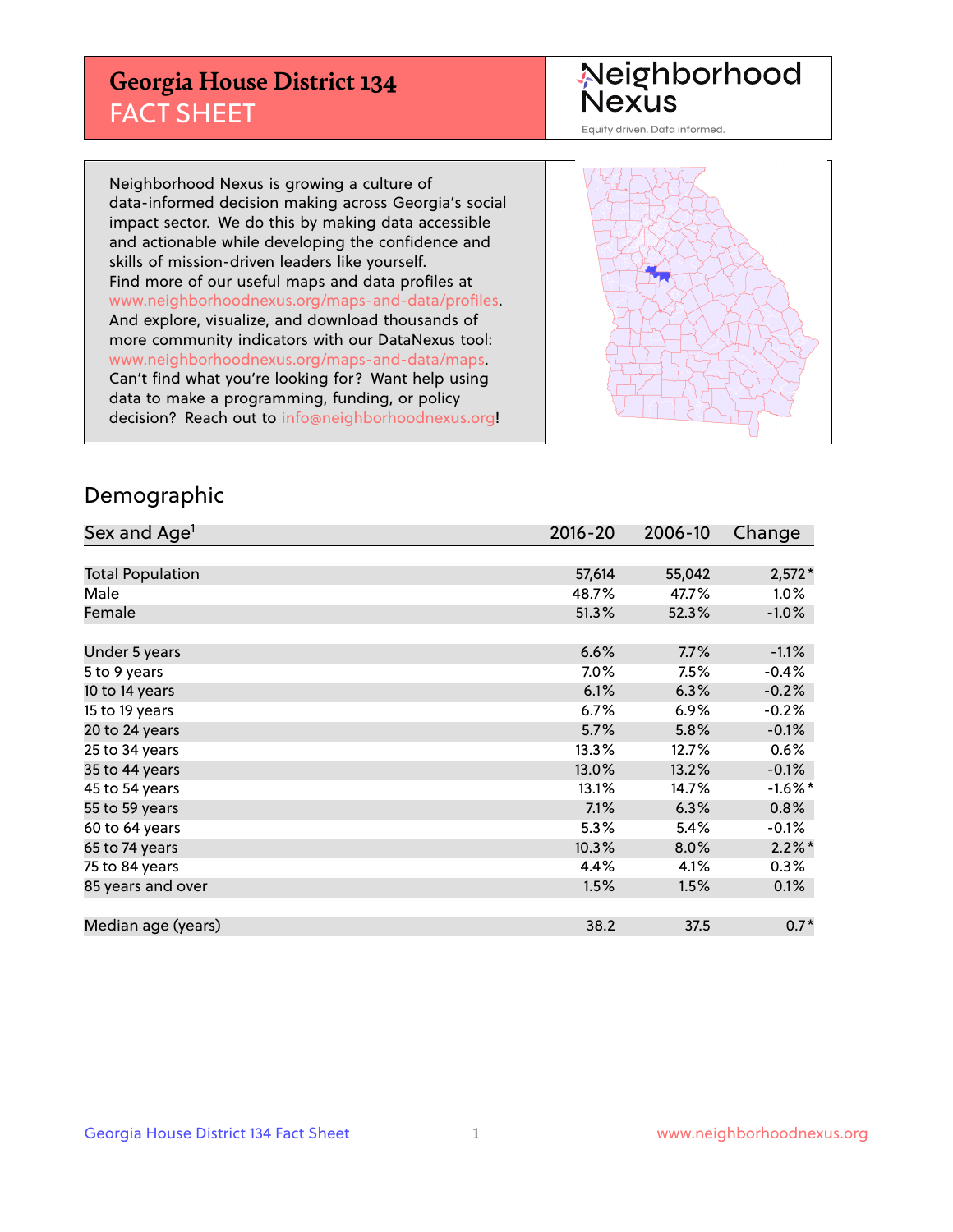# Georgia House District 134

## FACT SHEET

Neighborhood Nexus

Equity driven. Data informed.

Neighborhood Nexus is growing a culture of data-informed decision making across Georgia's social impact sector. We do this by making data accessible and actionable while developing the confidence and skills of mission-driven leaders like yourself. Find more of our useful maps and data profiles at www.neighborhoodnexus.org/maps-and-data/profiles. And explore, visualize, and download thousands of more community indicators with our DataNexus tool: www.neighborhoodnexus.org/maps-and-data/maps. Can't find what you're looking for? Want help using data to make a programming, funding, or policy decision? Reach out to info@neighborhoodnexus.org!

## Demographic

| Sex and Age[1] | 2016-20 | 2006-10 | Change |
|---|---|---|---|
| Total Population | 57,614 | 55,042 | 2,572* |
| Male | 48.7% | 47.7% | 1.0% |
| Female | 51.3% | 52.3% | -1.0% |
| | | | |
| Under 5 years | 6.6% | 7.7% | -1.1% |
| 5 to 9 years | 7.0% | 7.5% | -0.4% |
| 10 to 14 years | 6.1% | 6.3% | -0.2% |
| 15 to 19 years | 6.7% | 6.9% | -0.2% |
| 20 to 24 years | 5.7% | 5.8% | -0.1% |
| 25 to 34 years | 13.3% | 12.7% | 0.6% |
| 35 to 44 years | 13.0% | 13.2% | -0.1% |
| 45 to 54 years | 13.1% | 14.7% | -1.6%* |
| 55 to 59 years | 7.1% | 6.3% | 0.8% |
| 60 to 64 years | 5.3% | 5.4% | -0.1% |
| 65 to 74 years | 10.3% | 8.0% | 2.2%* |
| 75 to 84 years | 4.4% | 4.1% | 0.3% |
| 85 years and over | 1.5% | 1.5% | 0.1% |
| | | | |
| Median age (years) | 38.2 | 37.5 | 0.7* |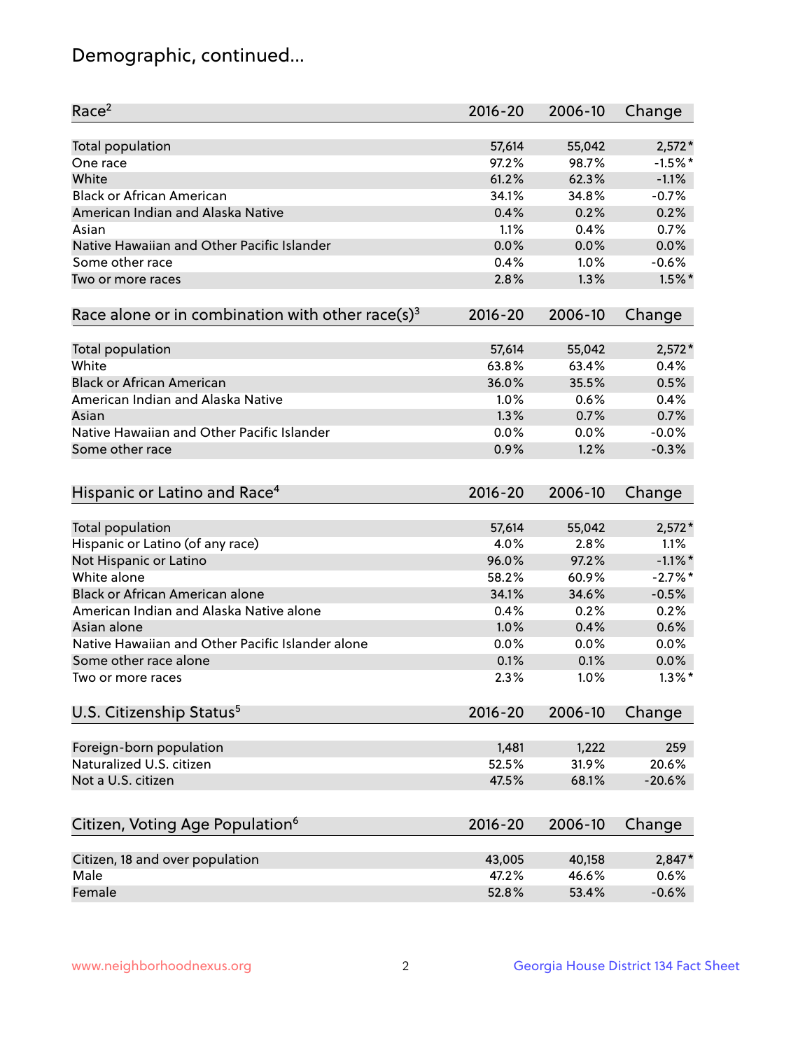# Demographic, continued...

| Race[2] | 2016-20 | 2006-10 | Change |
|---|---|---|---|
| Total population | 57,614 | 55,042 | 2,572* |
| One race | 97.2% | 98.7% | -1.5%* |
| White | 61.2% | 62.3% | -1.1% |
| Black or African American | 34.1% | 34.8% | -0.7% |
| American Indian and Alaska Native | 0.4% | 0.2% | 0.2% |
| Asian | 1.1% | 0.4% | 0.7% |
| Native Hawaiian and Other Pacific Islander | 0.0% | 0.0% | 0.0% |
| Some other race | 0.4% | 1.0% | -0.6% |
| Two or more races | 2.8% | 1.3% | 1.5%* |

| Race alone or in combination with other race(s)[3] | 2016-20 | 2006-10 | Change |
|---|---|---|---|
| Total population | 57,614 | 55,042 | 2,572* |
| White | 63.8% | 63.4% | 0.4% |
| Black or African American | 36.0% | 35.5% | 0.5% |
| American Indian and Alaska Native | 1.0% | 0.6% | 0.4% |
| Asian | 1.3% | 0.7% | 0.7% |
| Native Hawaiian and Other Pacific Islander | 0.0% | 0.0% | -0.0% |
| Some other race | 0.9% | 1.2% | -0.3% |

| Hispanic or Latino and Race[4] | 2016-20 | 2006-10 | Change |
|---|---|---|---|
| Total population | 57,614 | 55,042 | 2,572* |
| Hispanic or Latino (of any race) | 4.0% | 2.8% | 1.1% |
| Not Hispanic or Latino | 96.0% | 97.2% | -1.1%* |
| White alone | 58.2% | 60.9% | -2.7%* |
| Black or African American alone | 34.1% | 34.6% | -0.5% |
| American Indian and Alaska Native alone | 0.4% | 0.2% | 0.2% |
| Asian alone | 1.0% | 0.4% | 0.6% |
| Native Hawaiian and Other Pacific Islander alone | 0.0% | 0.0% | 0.0% |
| Some other race alone | 0.1% | 0.1% | 0.0% |
| Two or more races | 2.3% | 1.0% | 1.3%* |

| U.S. Citizenship Status[5] | 2016-20 | 2006-10 | Change |
|---|---|---|---|
| Foreign-born population | 1,481 | 1,222 | 259 |
| Naturalized U.S. citizen | 52.5% | 31.9% | 20.6% |
| Not a U.S. citizen | 47.5% | 68.1% | -20.6% |

| Citizen, Voting Age Population[6] | 2016-20 | 2006-10 | Change |
|---|---|---|---|
| Citizen, 18 and over population | 43,005 | 40,158 | 2,847* |
| Male | 47.2% | 46.6% | 0.6% |
| Female | 52.8% | 53.4% | -0.6% |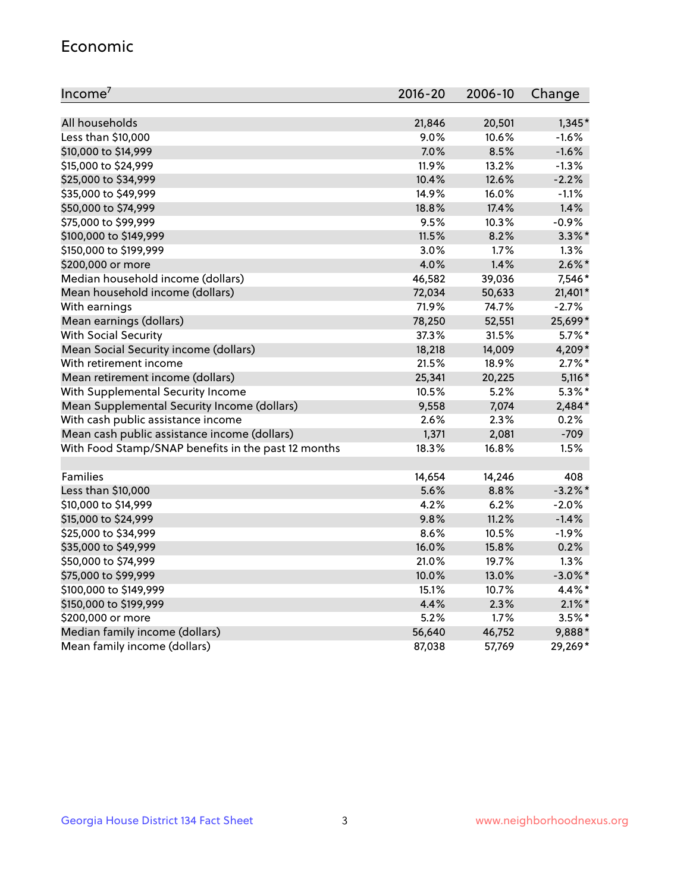## Economic

| Income[7] | 2016-20 | 2006-10 | Change |
|---|---|---|---|
| All households | 21,846 | 20,501 | 1,345* |
| Less than $10,000 | 9.0% | 10.6% | -1.6% |
| $10,000 to $14,999 | 7.0% | 8.5% | -1.6% |
| $15,000 to $24,999 | 11.9% | 13.2% | -1.3% |
| $25,000 to $34,999 | 10.4% | 12.6% | -2.2% |
| $35,000 to $49,999 | 14.9% | 16.0% | -1.1% |
| $50,000 to $74,999 | 18.8% | 17.4% | 1.4% |
| $75,000 to $99,999 | 9.5% | 10.3% | -0.9% |
| $100,000 to $149,999 | 11.5% | 8.2% | 3.3%* |
| $150,000 to $199,999 | 3.0% | 1.7% | 1.3% |
| $200,000 or more | 4.0% | 1.4% | 2.6%* |
| Median household income (dollars) | 46,582 | 39,036 | 7,546* |
| Mean household income (dollars) | 72,034 | 50,633 | 21,401* |
| With earnings | 71.9% | 74.7% | -2.7% |
| Mean earnings (dollars) | 78,250 | 52,551 | 25,699* |
| With Social Security | 37.3% | 31.5% | 5.7%* |
| Mean Social Security income (dollars) | 18,218 | 14,009 | 4,209* |
| With retirement income | 21.5% | 18.9% | 2.7%* |
| Mean retirement income (dollars) | 25,341 | 20,225 | 5,116* |
| With Supplemental Security Income | 10.5% | 5.2% | 5.3%* |
| Mean Supplemental Security Income (dollars) | 9,558 | 7,074 | 2,484* |
| With cash public assistance income | 2.6% | 2.3% | 0.2% |
| Mean cash public assistance income (dollars) | 1,371 | 2,081 | -709 |
| With Food Stamp/SNAP benefits in the past 12 months | 18.3% | 16.8% | 1.5% |
| | | | |
| Families | 14,654 | 14,246 | 408 |
| Less than $10,000 | 5.6% | 8.8% | -3.2%* |
| $10,000 to $14,999 | 4.2% | 6.2% | -2.0% |
| $15,000 to $24,999 | 9.8% | 11.2% | -1.4% |
| $25,000 to $34,999 | 8.6% | 10.5% | -1.9% |
| $35,000 to $49,999 | 16.0% | 15.8% | 0.2% |
| $50,000 to $74,999 | 21.0% | 19.7% | 1.3% |
| $75,000 to $99,999 | 10.0% | 13.0% | -3.0%* |
| $100,000 to $149,999 | 15.1% | 10.7% | 4.4%* |
| $150,000 to $199,999 | 4.4% | 2.3% | 2.1%* |
| $200,000 or more | 5.2% | 1.7% | 3.5%* |
| Median family income (dollars) | 56,640 | 46,752 | 9,888* |
| Mean family income (dollars) | 87,038 | 57,769 | 29,269* |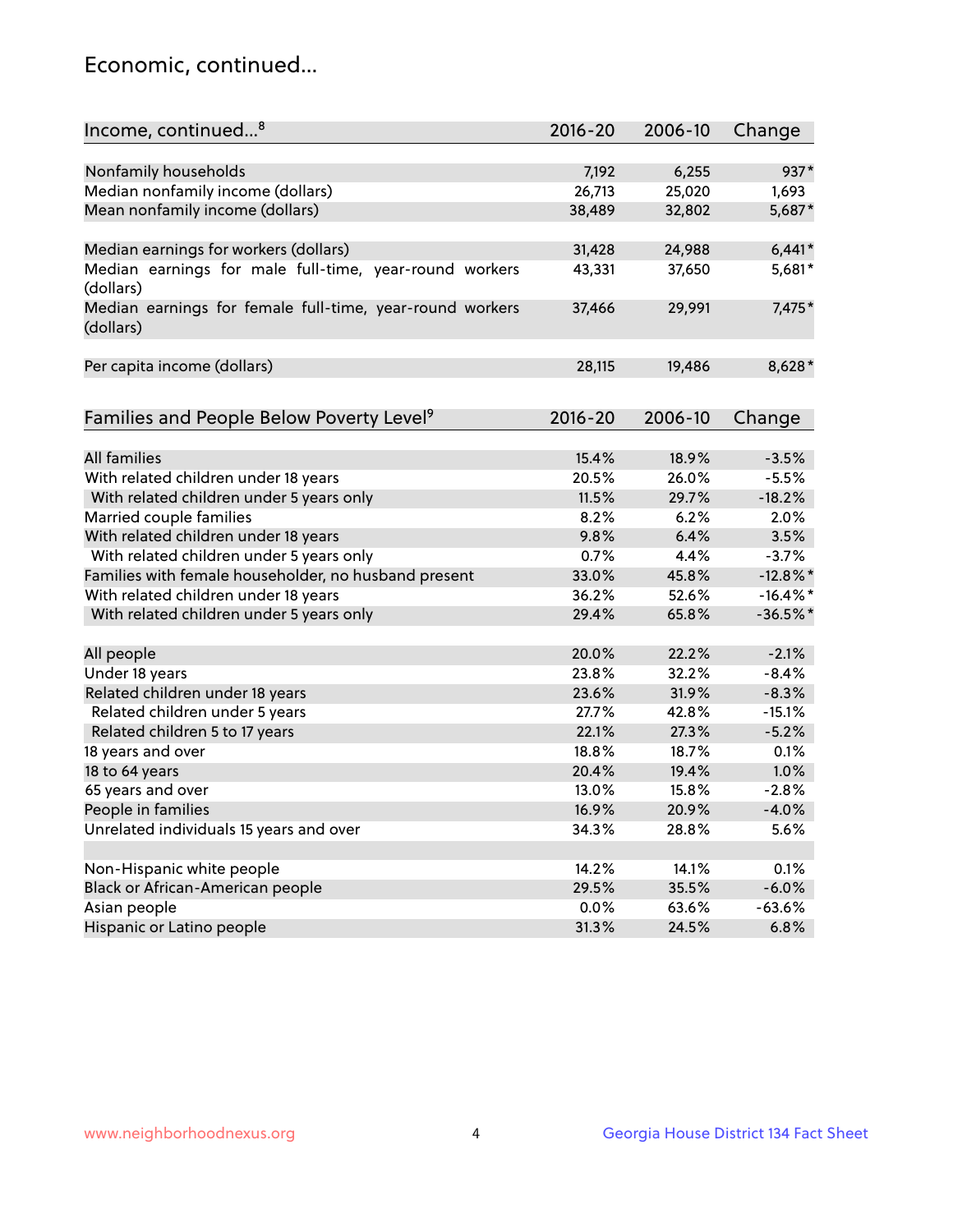## Economic, continued...

| Income, continued...[8] | 2016-20 | 2006-10 | Change |
|---|---|---|---|
| Nonfamily households | 7,192 | 6,255 | 937* |
| Median nonfamily income (dollars) | 26,713 | 25,020 | 1,693 |
| Mean nonfamily income (dollars) | 38,489 | 32,802 | 5,687* |
| Median earnings for workers (dollars) | 31,428 | 24,988 | 6,441* |
| Median earnings for male full-time, year-round workers (dollars) | 43,331 | 37,650 | 5,681* |
| Median earnings for female full-time, year-round workers (dollars) | 37,466 | 29,991 | 7,475* |
| Per capita income (dollars) | 28,115 | 19,486 | 8,628* |

| Families and People Below Poverty Level[9] | 2016-20 | 2006-10 | Change |
|---|---|---|---|
| All families | 15.4% | 18.9% | -3.5% |
| With related children under 18 years | 20.5% | 26.0% | -5.5% |
| With related children under 5 years only | 11.5% | 29.7% | -18.2% |
| Married couple families | 8.2% | 6.2% | 2.0% |
| With related children under 18 years | 9.8% | 6.4% | 3.5% |
| With related children under 5 years only | 0.7% | 4.4% | -3.7% |
| Families with female householder, no husband present | 33.0% | 45.8% | -12.8%* |
| With related children under 18 years | 36.2% | 52.6% | -16.4%* |
| With related children under 5 years only | 29.4% | 65.8% | -36.5%* |
| All people | 20.0% | 22.2% | -2.1% |
| Under 18 years | 23.8% | 32.2% | -8.4% |
| Related children under 18 years | 23.6% | 31.9% | -8.3% |
| Related children under 5 years | 27.7% | 42.8% | -15.1% |
| Related children 5 to 17 years | 22.1% | 27.3% | -5.2% |
| 18 years and over | 18.8% | 18.7% | 0.1% |
| 18 to 64 years | 20.4% | 19.4% | 1.0% |
| 65 years and over | 13.0% | 15.8% | -2.8% |
| People in families | 16.9% | 20.9% | -4.0% |
| Unrelated individuals 15 years and over | 34.3% | 28.8% | 5.6% |
| Non-Hispanic white people | 14.2% | 14.1% | 0.1% |
| Black or African-American people | 29.5% | 35.5% | -6.0% |
| Asian people | 0.0% | 63.6% | -63.6% |
| Hispanic or Latino people | 31.3% | 24.5% | 6.8% |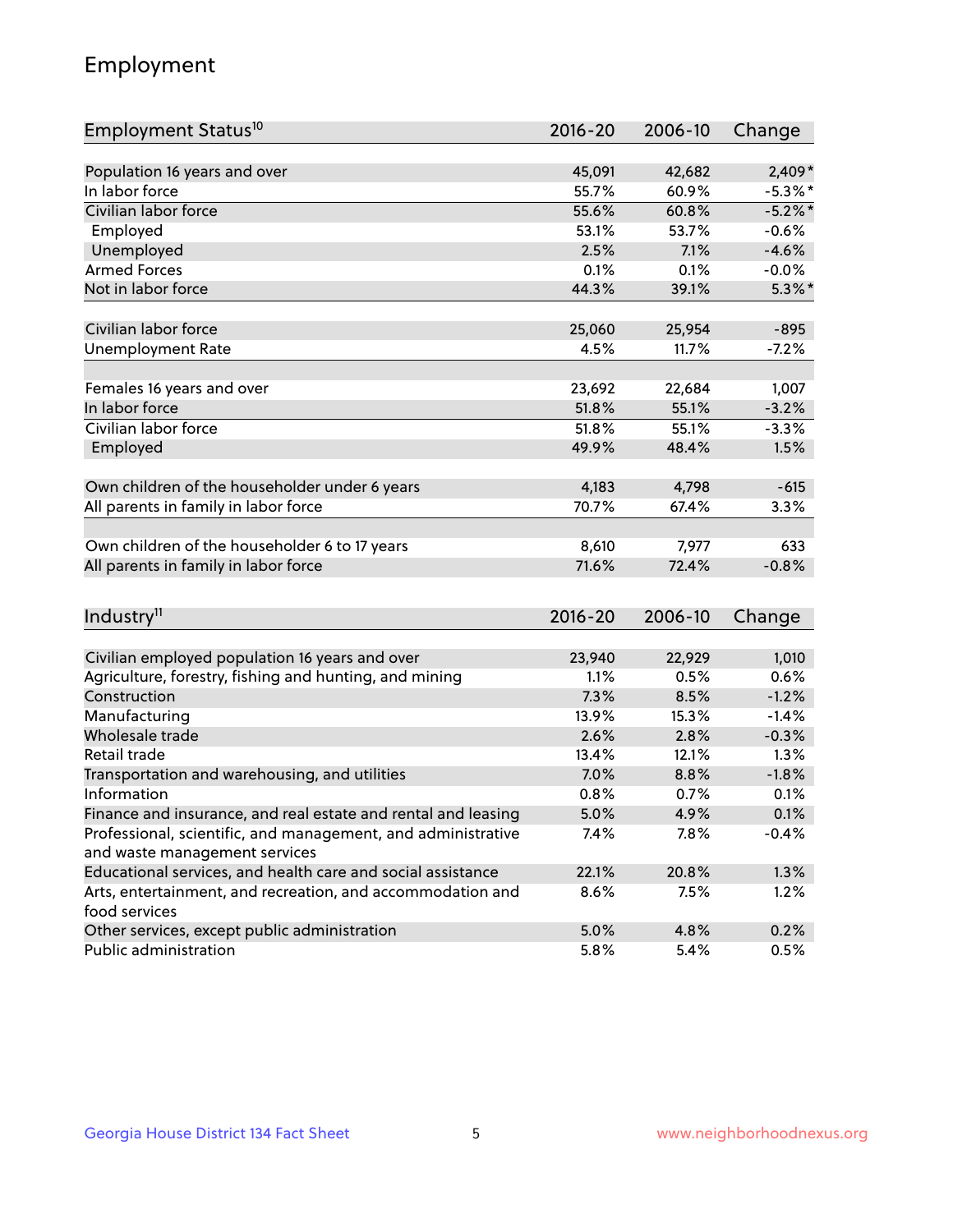# Employment

| Employment Status[10] | 2016-20 | 2006-10 | Change |
|---|---|---|---|
| Population 16 years and over | 45,091 | 42,682 | 2,409* |
| In labor force | 55.7% | 60.9% | -5.3%* |
| Civilian labor force | 55.6% | 60.8% | -5.2%* |
| Employed | 53.1% | 53.7% | -0.6% |
| Unemployed | 2.5% | 7.1% | -4.6% |
| Armed Forces | 0.1% | 0.1% | -0.0% |
| Not in labor force | 44.3% | 39.1% | 5.3%* |
| | | | |
| Civilian labor force | 25,060 | 25,954 | -895 |
| Unemployment Rate | 4.5% | 11.7% | -7.2% |
| | | | |
| Females 16 years and over | 23,692 | 22,684 | 1,007 |
| In labor force | 51.8% | 55.1% | -3.2% |
| Civilian labor force | 51.8% | 55.1% | -3.3% |
| Employed | 49.9% | 48.4% | 1.5% |
| | | | |
| Own children of the householder under 6 years | 4,183 | 4,798 | -615 |
| All parents in family in labor force | 70.7% | 67.4% | 3.3% |
| | | | |
| Own children of the householder 6 to 17 years | 8,610 | 7,977 | 633 |
| All parents in family in labor force | 71.6% | 72.4% | -0.8% |

| Industry[11] | 2016-20 | 2006-10 | Change |
|---|---|---|---|
| Civilian employed population 16 years and over | 23,940 | 22,929 | 1,010 |
| Agriculture, forestry, fishing and hunting, and mining | 1.1% | 0.5% | 0.6% |
| Construction | 7.3% | 8.5% | -1.2% |
| Manufacturing | 13.9% | 15.3% | -1.4% |
| Wholesale trade | 2.6% | 2.8% | -0.3% |
| Retail trade | 13.4% | 12.1% | 1.3% |
| Transportation and warehousing, and utilities | 7.0% | 8.8% | -1.8% |
| Information | 0.8% | 0.7% | 0.1% |
| Finance and insurance, and real estate and rental and leasing | 5.0% | 4.9% | 0.1% |
| Professional, scientific, and management, and administrative and waste management services | 7.4% | 7.8% | -0.4% |
| Educational services, and health care and social assistance | 22.1% | 20.8% | 1.3% |
| Arts, entertainment, and recreation, and accommodation and food services | 8.6% | 7.5% | 1.2% |
| Other services, except public administration | 5.0% | 4.8% | 0.2% |
| Public administration | 5.8% | 5.4% | 0.5% |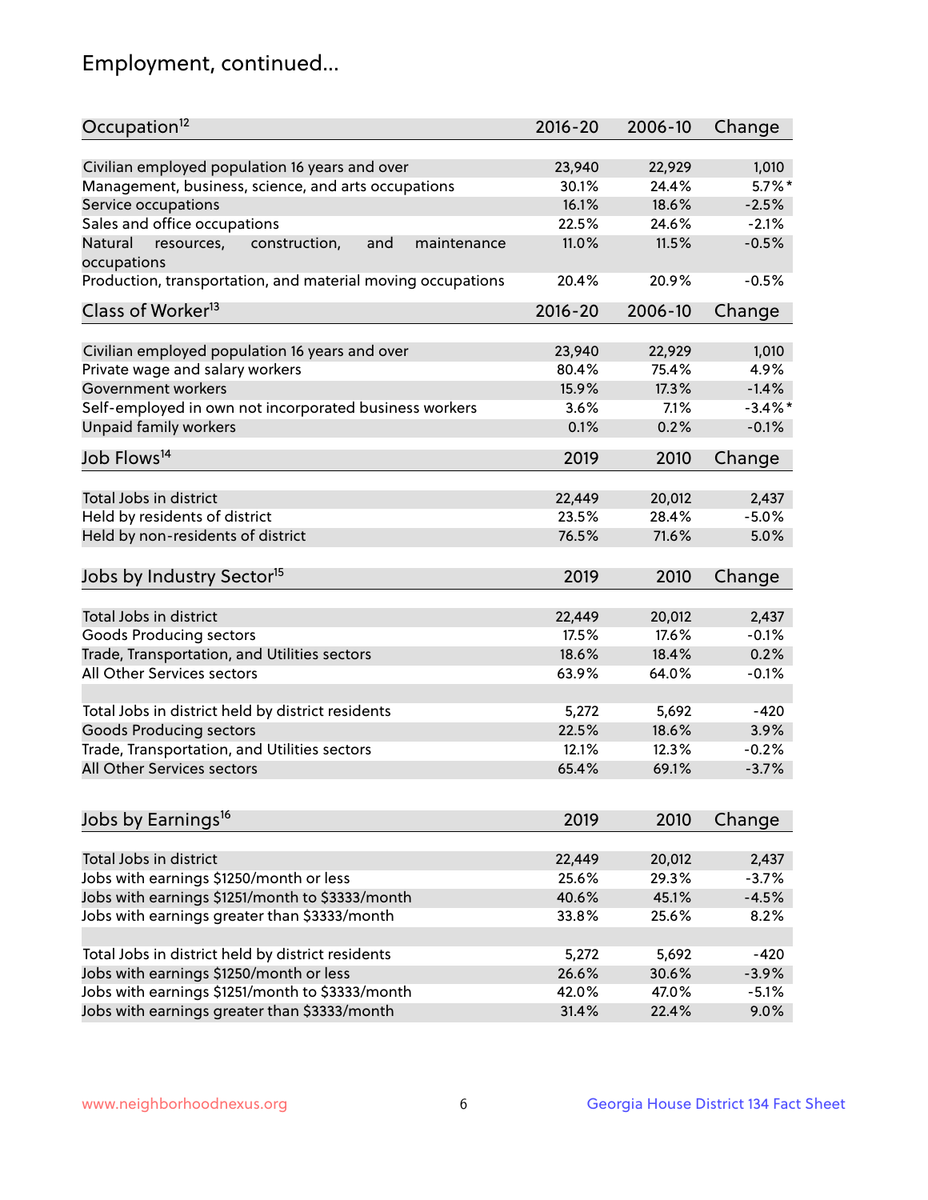# Employment, continued...

| Occupation[12] | 2016-20 | 2006-10 | Change |
|---|---|---|---|
| Civilian employed population 16 years and over | 23,940 | 22,929 | 1,010 |
| Management, business, science, and arts occupations | 30.1% | 24.4% | 5.7%* |
| Service occupations | 16.1% | 18.6% | -2.5% |
| Sales and office occupations | 22.5% | 24.6% | -2.1% |
| Natural resources, construction, and maintenance occupations | 11.0% | 11.5% | -0.5% |
| Production, transportation, and material moving occupations | 20.4% | 20.9% | -0.5% |

| Class of Worker[13] | 2016-20 | 2006-10 | Change |
|---|---|---|---|
| Civilian employed population 16 years and over | 23,940 | 22,929 | 1,010 |
| Private wage and salary workers | 80.4% | 75.4% | 4.9% |
| Government workers | 15.9% | 17.3% | -1.4% |
| Self-employed in own not incorporated business workers | 3.6% | 7.1% | -3.4%* |
| Unpaid family workers | 0.1% | 0.2% | -0.1% |

| Job Flows[14] | 2019 | 2010 | Change |
|---|---|---|---|
| Total Jobs in district | 22,449 | 20,012 | 2,437 |
| Held by residents of district | 23.5% | 28.4% | -5.0% |
| Held by non-residents of district | 76.5% | 71.6% | 5.0% |

| Jobs by Industry Sector[15] | 2019 | 2010 | Change |
|---|---|---|---|
| Total Jobs in district | 22,449 | 20,012 | 2,437 |
| Goods Producing sectors | 17.5% | 17.6% | -0.1% |
| Trade, Transportation, and Utilities sectors | 18.6% | 18.4% | 0.2% |
| All Other Services sectors | 63.9% | 64.0% | -0.1% |
| | | | |
| Total Jobs in district held by district residents | 5,272 | 5,692 | -420 |
| Goods Producing sectors | 22.5% | 18.6% | 3.9% |
| Trade, Transportation, and Utilities sectors | 12.1% | 12.3% | -0.2% |
| All Other Services sectors | 65.4% | 69.1% | -3.7% |

| Jobs by Earnings[16] | 2019 | 2010 | Change |
|---|---|---|---|
| Total Jobs in district | 22,449 | 20,012 | 2,437 |
| Jobs with earnings $1250/month or less | 25.6% | 29.3% | -3.7% |
| Jobs with earnings $1251/month to $3333/month | 40.6% | 45.1% | -4.5% |
| Jobs with earnings greater than $3333/month | 33.8% | 25.6% | 8.2% |
| | | | |
| Total Jobs in district held by district residents | 5,272 | 5,692 | -420 |
| Jobs with earnings $1250/month or less | 26.6% | 30.6% | -3.9% |
| Jobs with earnings $1251/month to $3333/month | 42.0% | 47.0% | -5.1% |
| Jobs with earnings greater than $3333/month | 31.4% | 22.4% | 9.0% |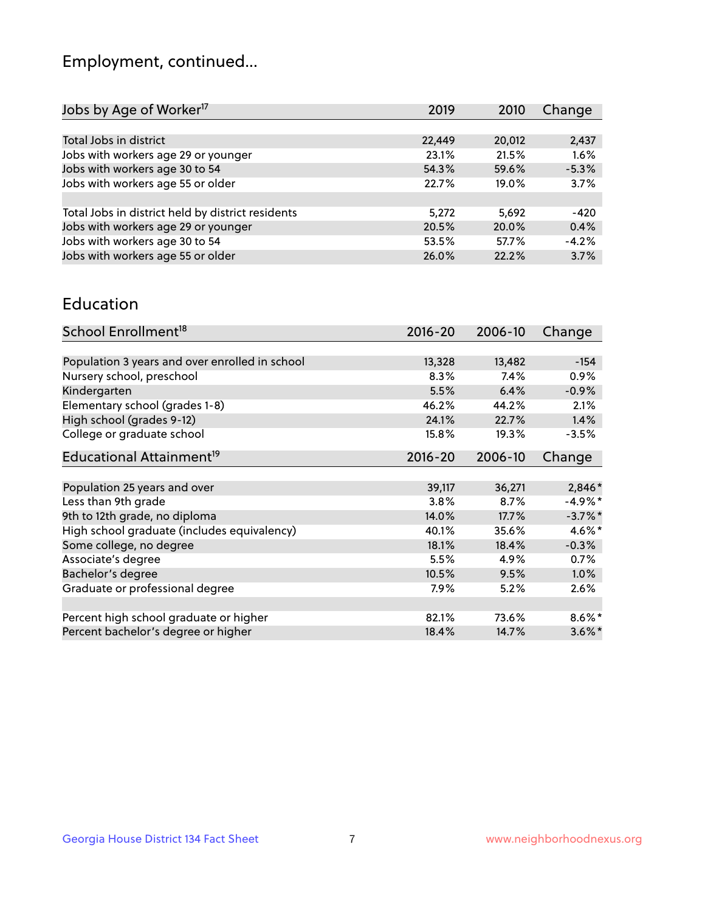# Employment, continued...

| Jobs by Age of Worker[17] | 2019 | 2010 | Change |
|---|---|---|---|
| Total Jobs in district | 22,449 | 20,012 | 2,437 |
| Jobs with workers age 29 or younger | 23.1% | 21.5% | 1.6% |
| Jobs with workers age 30 to 54 | 54.3% | 59.6% | -5.3% |
| Jobs with workers age 55 or older | 22.7% | 19.0% | 3.7% |
| | | | |
| Total Jobs in district held by district residents | 5,272 | 5,692 | -420 |
| Jobs with workers age 29 or younger | 20.5% | 20.0% | 0.4% |
| Jobs with workers age 30 to 54 | 53.5% | 57.7% | -4.2% |
| Jobs with workers age 55 or older | 26.0% | 22.2% | 3.7% |

## Education

| School Enrollment[18] | 2016-20 | 2006-10 | Change |
|---|---|---|---|
| Population 3 years and over enrolled in school | 13,328 | 13,482 | -154 |
| Nursery school, preschool | 8.3% | 7.4% | 0.9% |
| Kindergarten | 5.5% | 6.4% | -0.9% |
| Elementary school (grades 1-8) | 46.2% | 44.2% | 2.1% |
| High school (grades 9-12) | 24.1% | 22.7% | 1.4% |
| College or graduate school | 15.8% | 19.3% | -3.5% |

| Educational Attainment[19] | 2016-20 | 2006-10 | Change |
|---|---|---|---|
| Population 25 years and over | 39,117 | 36,271 | 2,846* |
| Less than 9th grade | 3.8% | 8.7% | -4.9%* |
| 9th to 12th grade, no diploma | 14.0% | 17.7% | -3.7%* |
| High school graduate (includes equivalency) | 40.1% | 35.6% | 4.6%* |
| Some college, no degree | 18.1% | 18.4% | -0.3% |
| Associate's degree | 5.5% | 4.9% | 0.7% |
| Bachelor's degree | 10.5% | 9.5% | 1.0% |
| Graduate or professional degree | 7.9% | 5.2% | 2.6% |
| | | | |
| Percent high school graduate or higher | 82.1% | 73.6% | 8.6%* |
| Percent bachelor's degree or higher | 18.4% | 14.7% | 3.6%* |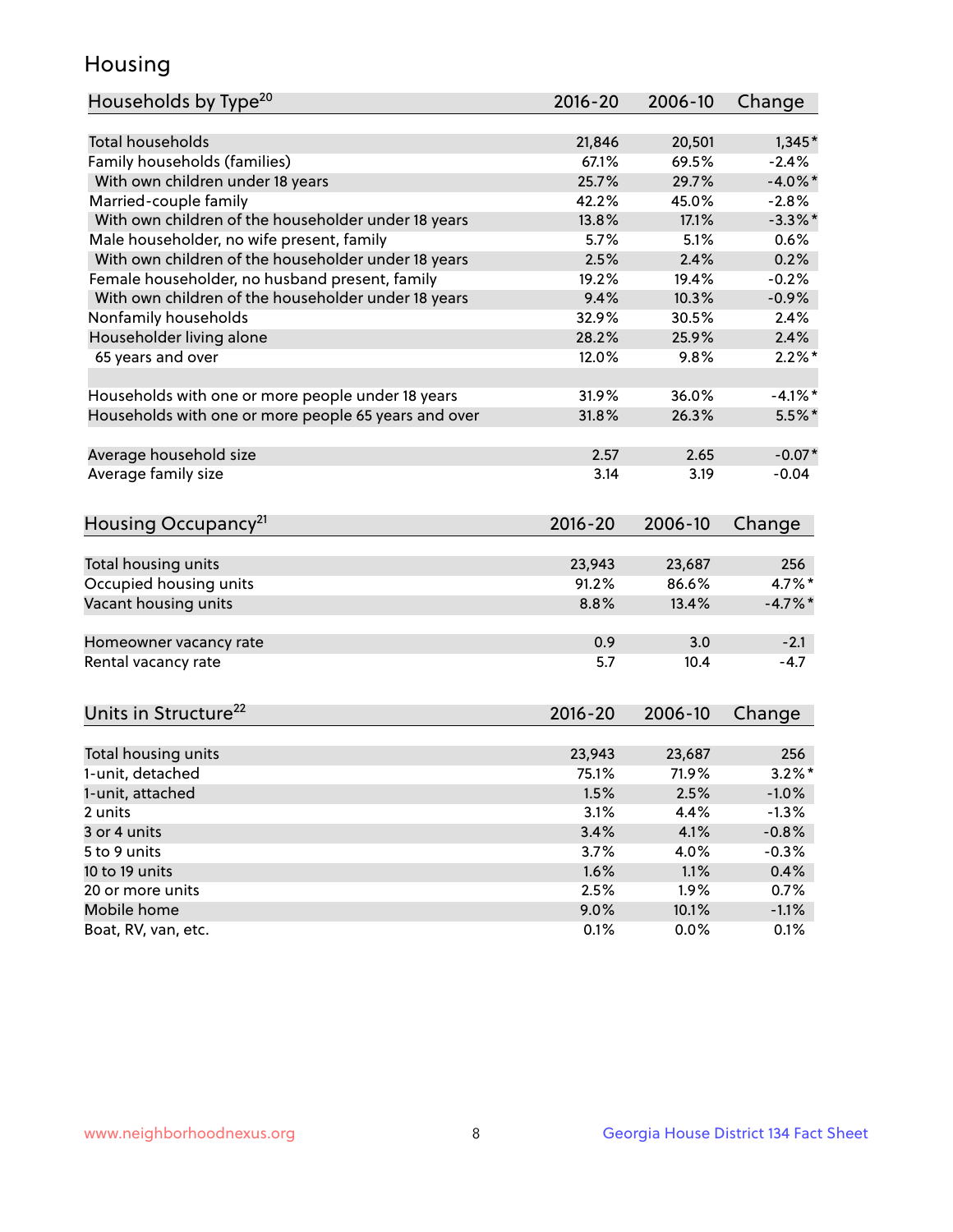# Housing

| Households by Type[20] | 2016-20 | 2006-10 | Change |
|---|---|---|---|
| Total households | 21,846 | 20,501 | 1,345* |
| Family households (families) | 67.1% | 69.5% | -2.4% |
| With own children under 18 years | 25.7% | 29.7% | -4.0%* |
| Married-couple family | 42.2% | 45.0% | -2.8% |
| With own children of the householder under 18 years | 13.8% | 17.1% | -3.3%* |
| Male householder, no wife present, family | 5.7% | 5.1% | 0.6% |
| With own children of the householder under 18 years | 2.5% | 2.4% | 0.2% |
| Female householder, no husband present, family | 19.2% | 19.4% | -0.2% |
| With own children of the householder under 18 years | 9.4% | 10.3% | -0.9% |
| Nonfamily households | 32.9% | 30.5% | 2.4% |
| Householder living alone | 28.2% | 25.9% | 2.4% |
| 65 years and over | 12.0% | 9.8% | 2.2%* |
| | | | |
| Households with one or more people under 18 years | 31.9% | 36.0% | -4.1%* |
| Households with one or more people 65 years and over | 31.8% | 26.3% | 5.5%* |
| | | | |
| Average household size | 2.57 | 2.65 | -0.07* |
| Average family size | 3.14 | 3.19 | -0.04 |

| Housing Occupancy[21] | 2016-20 | 2006-10 | Change |
|---|---|---|---|
| Total housing units | 23,943 | 23,687 | 256 |
| Occupied housing units | 91.2% | 86.6% | 4.7%* |
| Vacant housing units | 8.8% | 13.4% | -4.7%* |
| | | | |
| Homeowner vacancy rate | 0.9 | 3.0 | -2.1 |
| Rental vacancy rate | 5.7 | 10.4 | -4.7 |

| Units in Structure[22] | 2016-20 | 2006-10 | Change |
|---|---|---|---|
| Total housing units | 23,943 | 23,687 | 256 |
| 1-unit, detached | 75.1% | 71.9% | 3.2%* |
| 1-unit, attached | 1.5% | 2.5% | -1.0% |
| 2 units | 3.1% | 4.4% | -1.3% |
| 3 or 4 units | 3.4% | 4.1% | -0.8% |
| 5 to 9 units | 3.7% | 4.0% | -0.3% |
| 10 to 19 units | 1.6% | 1.1% | 0.4% |
| 20 or more units | 2.5% | 1.9% | 0.7% |
| Mobile home | 9.0% | 10.1% | -1.1% |
| Boat, RV, van, etc. | 0.1% | 0.0% | 0.1% |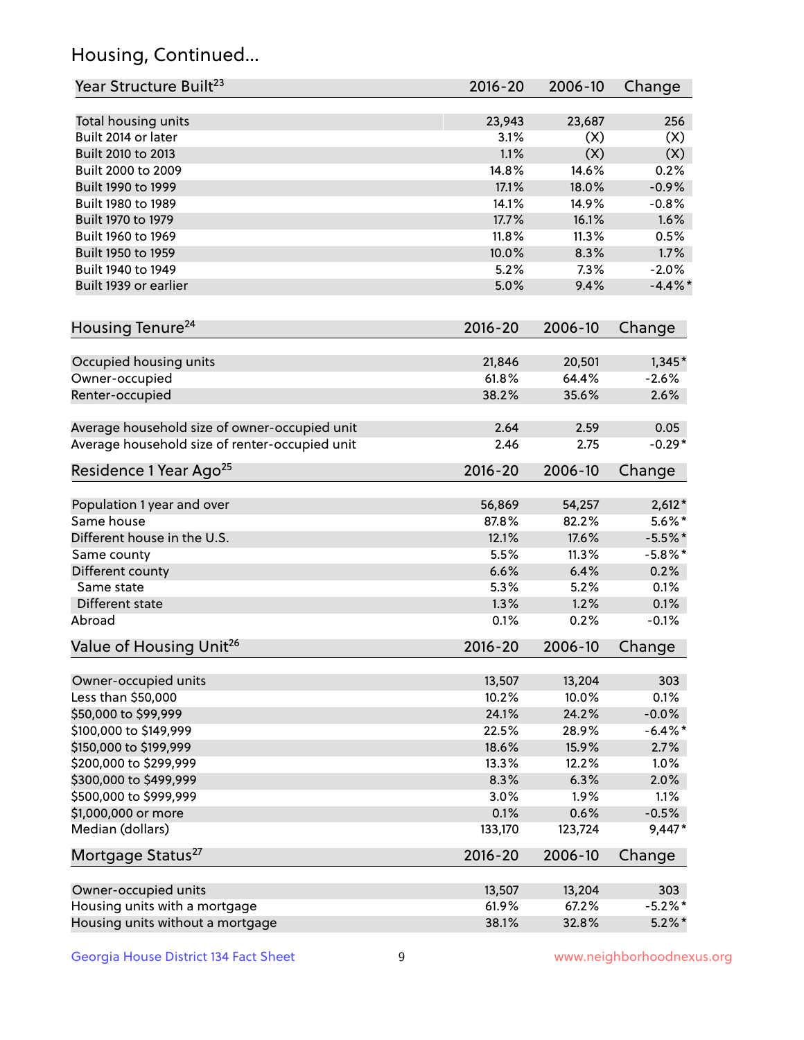## Housing, Continued...

| Year Structure Built[23] | 2016-20 | 2006-10 | Change |
|---|---|---|---|
| Total housing units | 23,943 | 23,687 | 256 |
| Built 2014 or later | 3.1% | (X) | (X) |
| Built 2010 to 2013 | 1.1% | (X) | (X) |
| Built 2000 to 2009 | 14.8% | 14.6% | 0.2% |
| Built 1990 to 1999 | 17.1% | 18.0% | -0.9% |
| Built 1980 to 1989 | 14.1% | 14.9% | -0.8% |
| Built 1970 to 1979 | 17.7% | 16.1% | 1.6% |
| Built 1960 to 1969 | 11.8% | 11.3% | 0.5% |
| Built 1950 to 1959 | 10.0% | 8.3% | 1.7% |
| Built 1940 to 1949 | 5.2% | 7.3% | -2.0% |
| Built 1939 or earlier | 5.0% | 9.4% | -4.4%* |

| Housing Tenure[24] | 2016-20 | 2006-10 | Change |
|---|---|---|---|
| Occupied housing units | 21,846 | 20,501 | 1,345* |
| Owner-occupied | 61.8% | 64.4% | -2.6% |
| Renter-occupied | 38.2% | 35.6% | 2.6% |
| Average household size of owner-occupied unit | 2.64 | 2.59 | 0.05 |
| Average household size of renter-occupied unit | 2.46 | 2.75 | -0.29* |

| Residence 1 Year Ago[25] | 2016-20 | 2006-10 | Change |
|---|---|---|---|
| Population 1 year and over | 56,869 | 54,257 | 2,612* |
| Same house | 87.8% | 82.2% | 5.6%* |
| Different house in the U.S. | 12.1% | 17.6% | -5.5%* |
| Same county | 5.5% | 11.3% | -5.8%* |
| Different county | 6.6% | 6.4% | 0.2% |
| Same state | 5.3% | 5.2% | 0.1% |
| Different state | 1.3% | 1.2% | 0.1% |
| Abroad | 0.1% | 0.2% | -0.1% |

| Value of Housing Unit[26] | 2016-20 | 2006-10 | Change |
|---|---|---|---|
| Owner-occupied units | 13,507 | 13,204 | 303 |
| Less than $50,000 | 10.2% | 10.0% | 0.1% |
| $50,000 to $99,999 | 24.1% | 24.2% | -0.0% |
| $100,000 to $149,999 | 22.5% | 28.9% | -6.4%* |
| $150,000 to $199,999 | 18.6% | 15.9% | 2.7% |
| $200,000 to $299,999 | 13.3% | 12.2% | 1.0% |
| $300,000 to $499,999 | 8.3% | 6.3% | 2.0% |
| $500,000 to $999,999 | 3.0% | 1.9% | 1.1% |
| $1,000,000 or more | 0.1% | 0.6% | -0.5% |
| Median (dollars) | 133,170 | 123,724 | 9,447* |

| Mortgage Status[27] | 2016-20 | 2006-10 | Change |
|---|---|---|---|
| Owner-occupied units | 13,507 | 13,204 | 303 |
| Housing units with a mortgage | 61.9% | 67.2% | -5.2%* |
| Housing units without a mortgage | 38.1% | 32.8% | 5.2%* |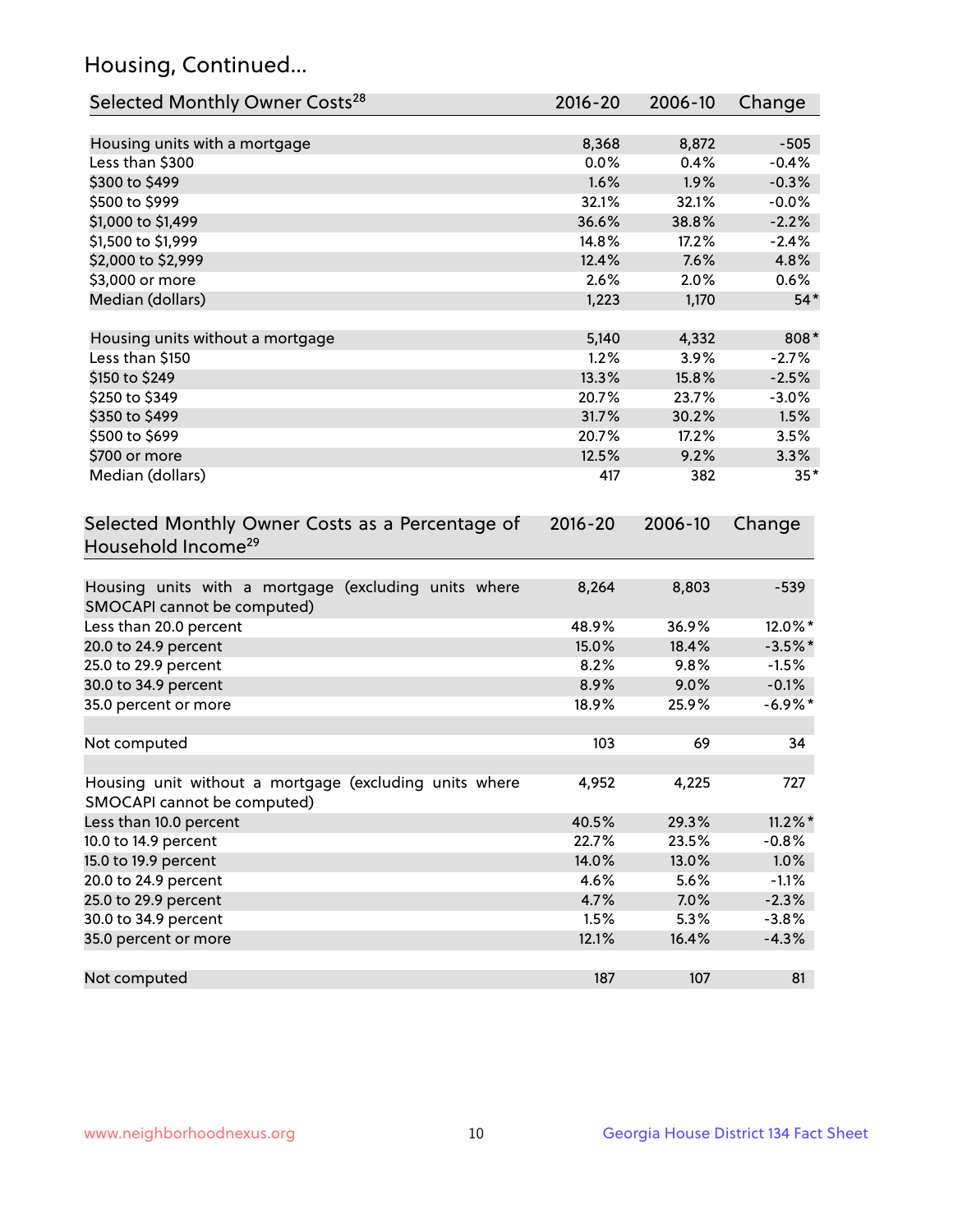## Housing, Continued...

| Selected Monthly Owner Costs[28] | 2016-20 | 2006-10 | Change |
|---|---|---|---|
| Housing units with a mortgage | 8,368 | 8,872 | -505 |
| Less than $300 | 0.0% | 0.4% | -0.4% |
| $300 to $499 | 1.6% | 1.9% | -0.3% |
| $500 to $999 | 32.1% | 32.1% | -0.0% |
| $1,000 to $1,499 | 36.6% | 38.8% | -2.2% |
| $1,500 to $1,999 | 14.8% | 17.2% | -2.4% |
| $2,000 to $2,999 | 12.4% | 7.6% | 4.8% |
| $3,000 or more | 2.6% | 2.0% | 0.6% |
| Median (dollars) | 1,223 | 1,170 | 54* |
| | | | |
| Housing units without a mortgage | 5,140 | 4,332 | 808* |
| Less than $150 | 1.2% | 3.9% | -2.7% |
| $150 to $249 | 13.3% | 15.8% | -2.5% |
| $250 to $349 | 20.7% | 23.7% | -3.0% |
| $350 to $499 | 31.7% | 30.2% | 1.5% |
| $500 to $699 | 20.7% | 17.2% | 3.5% |
| $700 or more | 12.5% | 9.2% | 3.3% |
| Median (dollars) | 417 | 382 | 35* |

| Selected Monthly Owner Costs as a Percentage of Household Income[29] | 2016-20 | 2006-10 | Change |
|---|---|---|---|
| Housing units with a mortgage (excluding units where SMOCAPI cannot be computed) | 8,264 | 8,803 | -539 |
| Less than 20.0 percent | 48.9% | 36.9% | 12.0%* |
| 20.0 to 24.9 percent | 15.0% | 18.4% | -3.5%* |
| 25.0 to 29.9 percent | 8.2% | 9.8% | -1.5% |
| 30.0 to 34.9 percent | 8.9% | 9.0% | -0.1% |
| 35.0 percent or more | 18.9% | 25.9% | -6.9%* |
| | | | |
| Not computed | 103 | 69 | 34 |
| | | | |
| Housing unit without a mortgage (excluding units where SMOCAPI cannot be computed) | 4,952 | 4,225 | 727 |
| Less than 10.0 percent | 40.5% | 29.3% | 11.2%* |
| 10.0 to 14.9 percent | 22.7% | 23.5% | -0.8% |
| 15.0 to 19.9 percent | 14.0% | 13.0% | 1.0% |
| 20.0 to 24.9 percent | 4.6% | 5.6% | -1.1% |
| 25.0 to 29.9 percent | 4.7% | 7.0% | -2.3% |
| 30.0 to 34.9 percent | 1.5% | 5.3% | -3.8% |
| 35.0 percent or more | 12.1% | 16.4% | -4.3% |
| | | | |
| Not computed | 187 | 107 | 81 |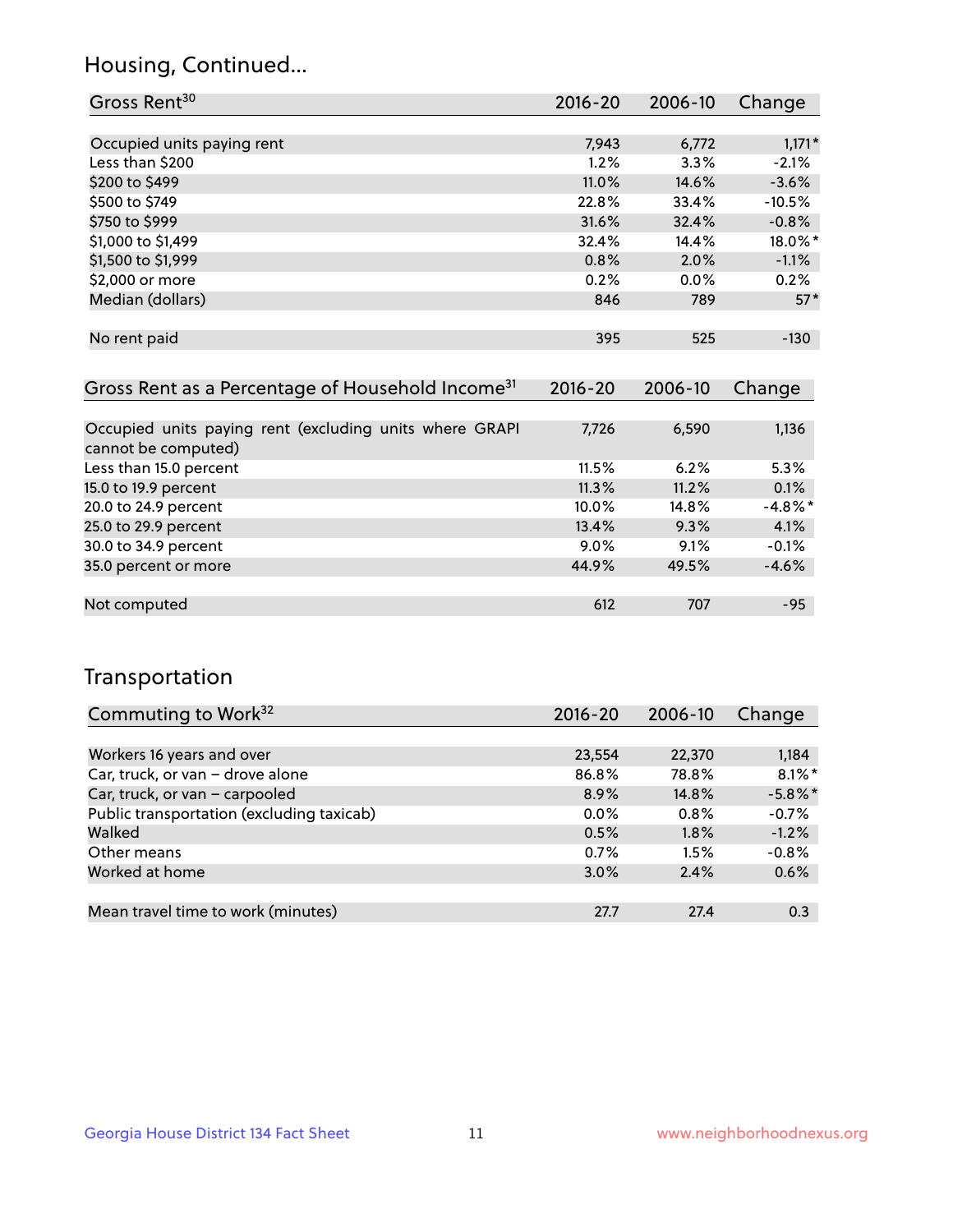## Housing, Continued...

| Gross Rent[30] | 2016-20 | 2006-10 | Change |
|---|---|---|---|
| Occupied units paying rent | 7,943 | 6,772 | 1,171* |
| Less than $200 | 1.2% | 3.3% | -2.1% |
| $200 to $499 | 11.0% | 14.6% | -3.6% |
| $500 to $749 | 22.8% | 33.4% | -10.5% |
| $750 to $999 | 31.6% | 32.4% | -0.8% |
| $1,000 to $1,499 | 32.4% | 14.4% | 18.0%* |
| $1,500 to $1,999 | 0.8% | 2.0% | -1.1% |
| $2,000 or more | 0.2% | 0.0% | 0.2% |
| Median (dollars) | 846 | 789 | 57* |
| No rent paid | 395 | 525 | -130 |

| Gross Rent as a Percentage of Household Income[31] | 2016-20 | 2006-10 | Change |
|---|---|---|---|
| Occupied units paying rent (excluding units where GRAPI cannot be computed) | 7,726 | 6,590 | 1,136 |
| Less than 15.0 percent | 11.5% | 6.2% | 5.3% |
| 15.0 to 19.9 percent | 11.3% | 11.2% | 0.1% |
| 20.0 to 24.9 percent | 10.0% | 14.8% | -4.8%* |
| 25.0 to 29.9 percent | 13.4% | 9.3% | 4.1% |
| 30.0 to 34.9 percent | 9.0% | 9.1% | -0.1% |
| 35.0 percent or more | 44.9% | 49.5% | -4.6% |
| Not computed | 612 | 707 | -95 |

## Transportation

| Commuting to Work[32] | 2016-20 | 2006-10 | Change |
|---|---|---|---|
| Workers 16 years and over | 23,554 | 22,370 | 1,184 |
| Car, truck, or van – drove alone | 86.8% | 78.8% | 8.1%* |
| Car, truck, or van – carpooled | 8.9% | 14.8% | -5.8%* |
| Public transportation (excluding taxicab) | 0.0% | 0.8% | -0.7% |
| Walked | 0.5% | 1.8% | -1.2% |
| Other means | 0.7% | 1.5% | -0.8% |
| Worked at home | 3.0% | 2.4% | 0.6% |
| Mean travel time to work (minutes) | 27.7 | 27.4 | 0.3 |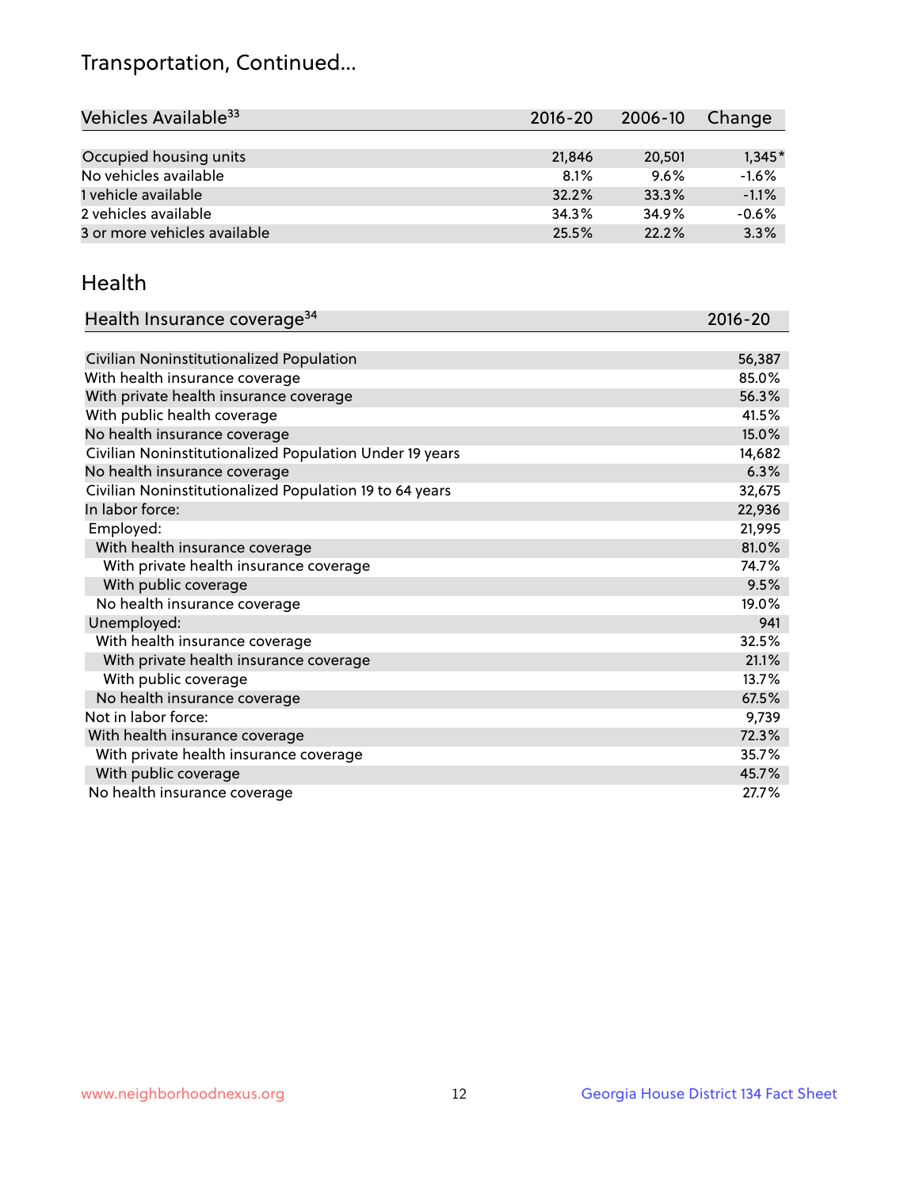## Transportation, Continued...

| Vehicles Available[33] | 2016-20 | 2006-10 | Change |
|---|---|---|---|
| Occupied housing units | 21,846 | 20,501 | 1,345* |
| No vehicles available | 8.1% | 9.6% | -1.6% |
| 1 vehicle available | 32.2% | 33.3% | -1.1% |
| 2 vehicles available | 34.3% | 34.9% | -0.6% |
| 3 or more vehicles available | 25.5% | 22.2% | 3.3% |

## Health

| Health Insurance coverage[34] | 2016-20 |
|---|---|
| Civilian Noninstitutionalized Population | 56,387 |
| With health insurance coverage | 85.0% |
| With private health insurance coverage | 56.3% |
| With public health coverage | 41.5% |
| No health insurance coverage | 15.0% |
| Civilian Noninstitutionalized Population Under 19 years | 14,682 |
| No health insurance coverage | 6.3% |
| Civilian Noninstitutionalized Population 19 to 64 years | 32,675 |
| In labor force: | 22,936 |
| Employed: | 21,995 |
| With health insurance coverage | 81.0% |
| With private health insurance coverage | 74.7% |
| With public coverage | 9.5% |
| No health insurance coverage | 19.0% |
| Unemployed: | 941 |
| With health insurance coverage | 32.5% |
| With private health insurance coverage | 21.1% |
| With public coverage | 13.7% |
| No health insurance coverage | 67.5% |
| Not in labor force: | 9,739 |
| With health insurance coverage | 72.3% |
| With private health insurance coverage | 35.7% |
| With public coverage | 45.7% |
| No health insurance coverage | 27.7% |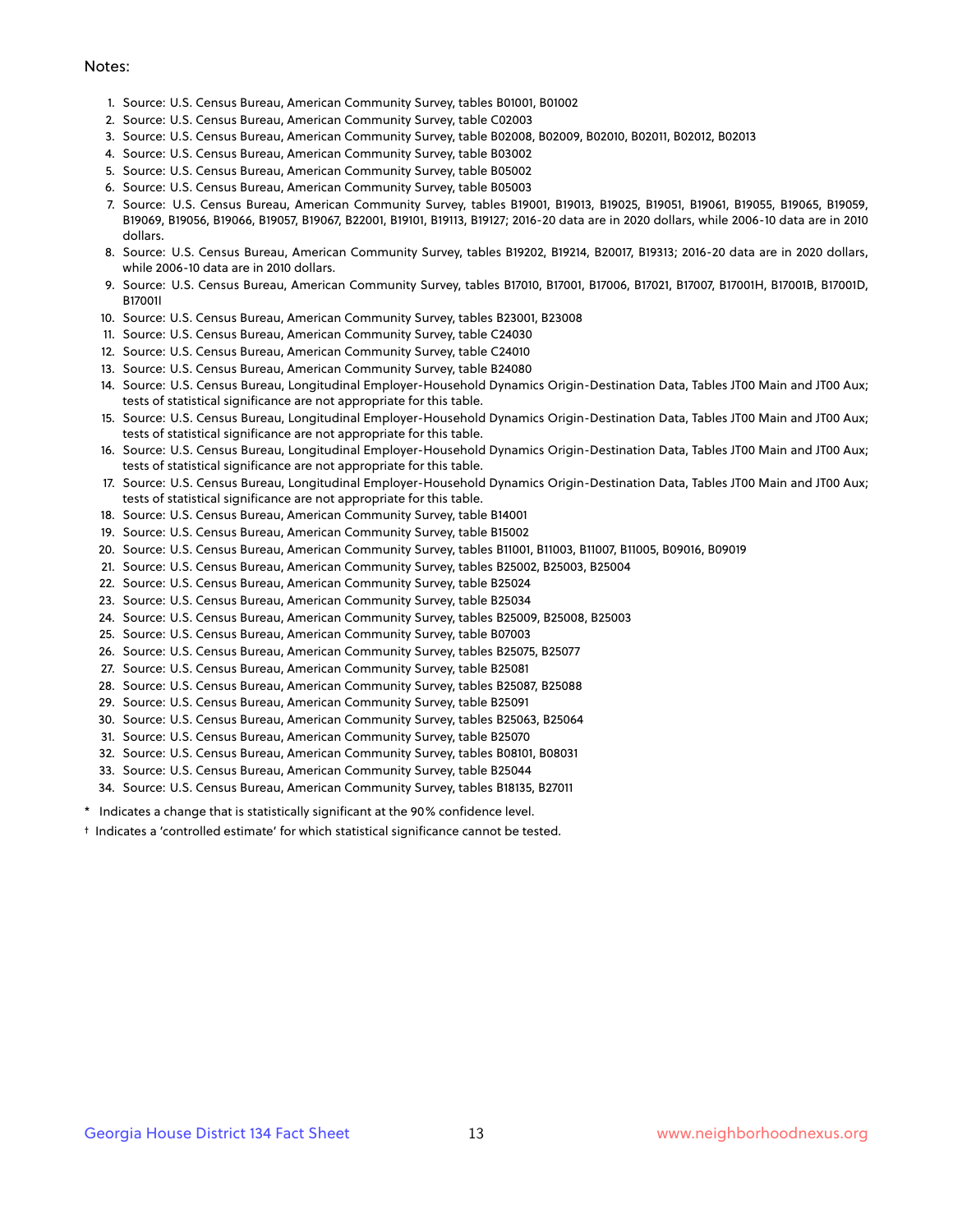Notes:

1. Source: U.S. Census Bureau, American Community Survey, tables B01001, B01002
2. Source: U.S. Census Bureau, American Community Survey, table C02003
3. Source: U.S. Census Bureau, American Community Survey, table B02008, B02009, B02010, B02011, B02012, B02013
4. Source: U.S. Census Bureau, American Community Survey, table B03002
5. Source: U.S. Census Bureau, American Community Survey, table B05002
6. Source: U.S. Census Bureau, American Community Survey, table B05003
7. Source: U.S. Census Bureau, American Community Survey, tables B19001, B19013, B19025, B19051, B19061, B19055, B19065, B19059, B19069, B19056, B19066, B19057, B19067, B22001, B19101, B19113, B19127; 2016-20 data are in 2020 dollars, while 2006-10 data are in 2010 dollars.
8. Source: U.S. Census Bureau, American Community Survey, tables B19202, B19214, B20017, B19313; 2016-20 data are in 2020 dollars, while 2006-10 data are in 2010 dollars.
9. Source: U.S. Census Bureau, American Community Survey, tables B17010, B17001, B17006, B17021, B17007, B17001H, B17001B, B17001D, B17001I
10. Source: U.S. Census Bureau, American Community Survey, tables B23001, B23008
11. Source: U.S. Census Bureau, American Community Survey, table C24030
12. Source: U.S. Census Bureau, American Community Survey, table C24010
13. Source: U.S. Census Bureau, American Community Survey, table B24080
14. Source: U.S. Census Bureau, Longitudinal Employer-Household Dynamics Origin-Destination Data, Tables JT00 Main and JT00 Aux; tests of statistical significance are not appropriate for this table.
15. Source: U.S. Census Bureau, Longitudinal Employer-Household Dynamics Origin-Destination Data, Tables JT00 Main and JT00 Aux; tests of statistical significance are not appropriate for this table.
16. Source: U.S. Census Bureau, Longitudinal Employer-Household Dynamics Origin-Destination Data, Tables JT00 Main and JT00 Aux; tests of statistical significance are not appropriate for this table.
17. Source: U.S. Census Bureau, Longitudinal Employer-Household Dynamics Origin-Destination Data, Tables JT00 Main and JT00 Aux; tests of statistical significance are not appropriate for this table.
18. Source: U.S. Census Bureau, American Community Survey, table B14001
19. Source: U.S. Census Bureau, American Community Survey, table B15002
20. Source: U.S. Census Bureau, American Community Survey, tables B11001, B11003, B11007, B11005, B09016, B09019
21. Source: U.S. Census Bureau, American Community Survey, tables B25002, B25003, B25004
22. Source: U.S. Census Bureau, American Community Survey, table B25024
23. Source: U.S. Census Bureau, American Community Survey, table B25034
24. Source: U.S. Census Bureau, American Community Survey, tables B25009, B25008, B25003
25. Source: U.S. Census Bureau, American Community Survey, table B07003
26. Source: U.S. Census Bureau, American Community Survey, tables B25075, B25077
27. Source: U.S. Census Bureau, American Community Survey, table B25081
28. Source: U.S. Census Bureau, American Community Survey, tables B25087, B25088
29. Source: U.S. Census Bureau, American Community Survey, table B25091
30. Source: U.S. Census Bureau, American Community Survey, tables B25063, B25064
31. Source: U.S. Census Bureau, American Community Survey, table B25070
32. Source: U.S. Census Bureau, American Community Survey, tables B08101, B08031
33. Source: U.S. Census Bureau, American Community Survey, table B25044
34. Source: U.S. Census Bureau, American Community Survey, tables B18135, B27011

\* Indicates a change that is statistically significant at the 90% confidence level.

† Indicates a 'controlled estimate' for which statistical significance cannot be tested.